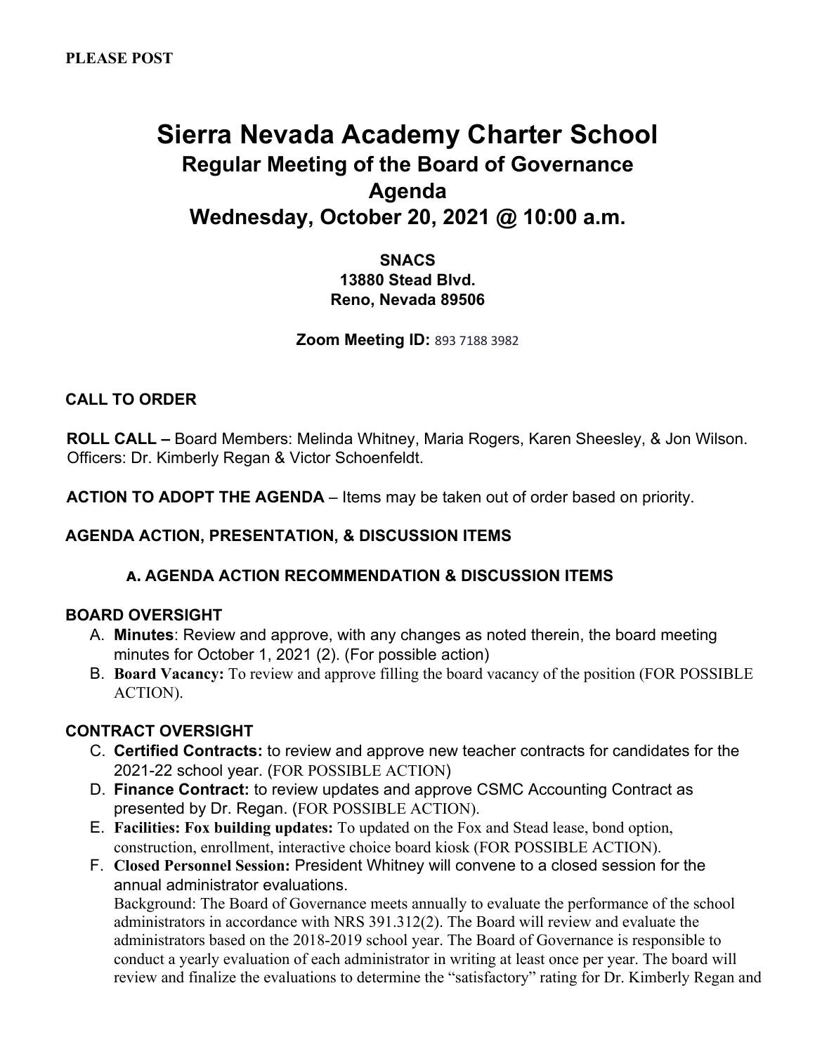**PLEASE POST**

# Sierra Nevada Academy Charter School
## Regular Meeting of the Board of Governance
## Agenda
## Wednesday, October 20, 2021 @ 10:00 a.m.

**SNACS**
**13880 Stead Blvd.**
**Reno, Nevada 89506**

**Zoom Meeting ID:** 893 7188 3982

**CALL TO ORDER**

**ROLL CALL –** Board Members: Melinda Whitney, Maria Rogers, Karen Sheesley, & Jon Wilson. Officers: Dr. Kimberly Regan & Victor Schoenfeldt.

**ACTION TO ADOPT THE AGENDA** – Items may be taken out of order based on priority.

**AGENDA ACTION, PRESENTATION, & DISCUSSION ITEMS**

**a. AGENDA ACTION RECOMMENDATION & DISCUSSION ITEMS**

**BOARD OVERSIGHT**

A. **Minutes**: Review and approve, with any changes as noted therein, the board meeting minutes for October 1, 2021 (2). (For possible action)
B. **Board Vacancy:** To review and approve filling the board vacancy of the position (FOR POSSIBLE ACTION).

**CONTRACT OVERSIGHT**

C. **Certified Contracts:** to review and approve new teacher contracts for candidates for the 2021-22 school year. (FOR POSSIBLE ACTION)
D. **Finance Contract:** to review updates and approve CSMC Accounting Contract as presented by Dr. Regan. (FOR POSSIBLE ACTION).
E. **Facilities: Fox building updates:** To updated on the Fox and Stead lease, bond option, construction, enrollment, interactive choice board kiosk (FOR POSSIBLE ACTION).
F. **Closed Personnel Session:** President Whitney will convene to a closed session for the annual administrator evaluations.
Background: The Board of Governance meets annually to evaluate the performance of the school administrators in accordance with NRS 391.312(2). The Board will review and evaluate the administrators based on the 2018-2019 school year. The Board of Governance is responsible to conduct a yearly evaluation of each administrator in writing at least once per year. The board will review and finalize the evaluations to determine the "satisfactory" rating for Dr. Kimberly Regan and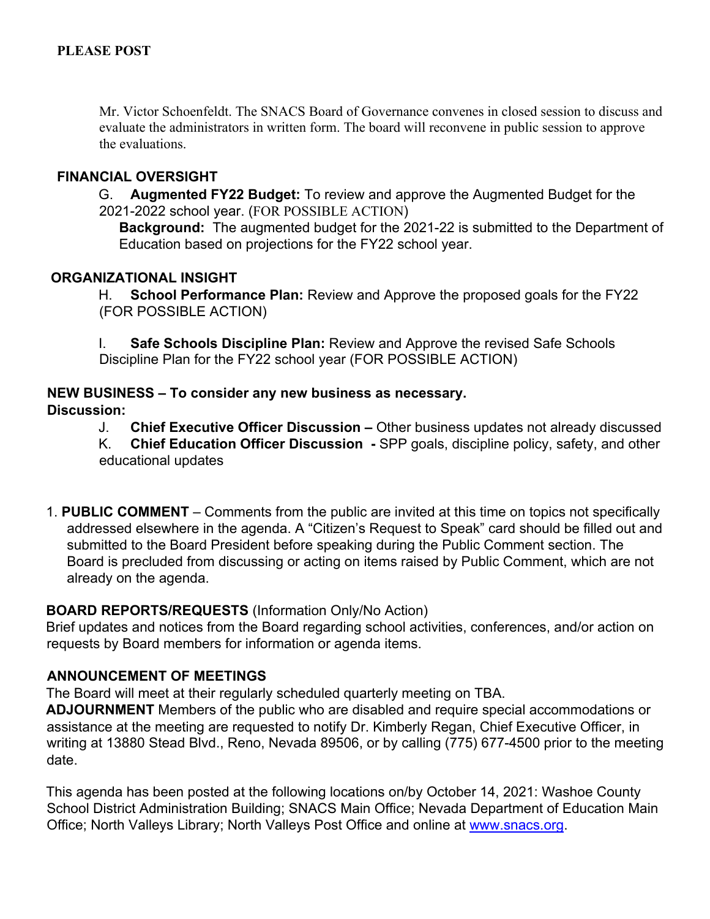**PLEASE POST**

Mr. Victor Schoenfeldt. The SNACS Board of Governance convenes in closed session to discuss and evaluate the administrators in written form. The board will reconvene in public session to approve the evaluations.

**FINANCIAL OVERSIGHT**

G. **Augmented FY22 Budget:** To review and approve the Augmented Budget for the 2021-2022 school year. (FOR POSSIBLE ACTION)

**Background:** The augmented budget for the 2021-22 is submitted to the Department of Education based on projections for the FY22 school year.

**ORGANIZATIONAL INSIGHT**

H. **School Performance Plan:** Review and Approve the proposed goals for the FY22 (FOR POSSIBLE ACTION)

I. **Safe Schools Discipline Plan:** Review and Approve the revised Safe Schools Discipline Plan for the FY22 school year (FOR POSSIBLE ACTION)

**NEW BUSINESS – To consider any new business as necessary.**

**Discussion:**

J. **Chief Executive Officer Discussion –** Other business updates not already discussed

K. **Chief Education Officer Discussion -** SPP goals, discipline policy, safety, and other educational updates

1. **PUBLIC COMMENT** – Comments from the public are invited at this time on topics not specifically addressed elsewhere in the agenda. A "Citizen's Request to Speak" card should be filled out and submitted to the Board President before speaking during the Public Comment section. The Board is precluded from discussing or acting on items raised by Public Comment, which are not already on the agenda.

**BOARD REPORTS/REQUESTS** (Information Only/No Action)

Brief updates and notices from the Board regarding school activities, conferences, and/or action on requests by Board members for information or agenda items.

**ANNOUNCEMENT OF MEETINGS**

The Board will meet at their regularly scheduled quarterly meeting on TBA.

**ADJOURNMENT** Members of the public who are disabled and require special accommodations or assistance at the meeting are requested to notify Dr. Kimberly Regan, Chief Executive Officer, in writing at 13880 Stead Blvd., Reno, Nevada 89506, or by calling (775) 677-4500 prior to the meeting date.

This agenda has been posted at the following locations on/by October 14, 2021: Washoe County School District Administration Building; SNACS Main Office; Nevada Department of Education Main Office; North Valleys Library; North Valleys Post Office and online at [www.snacs.org](http://www.snacs.org).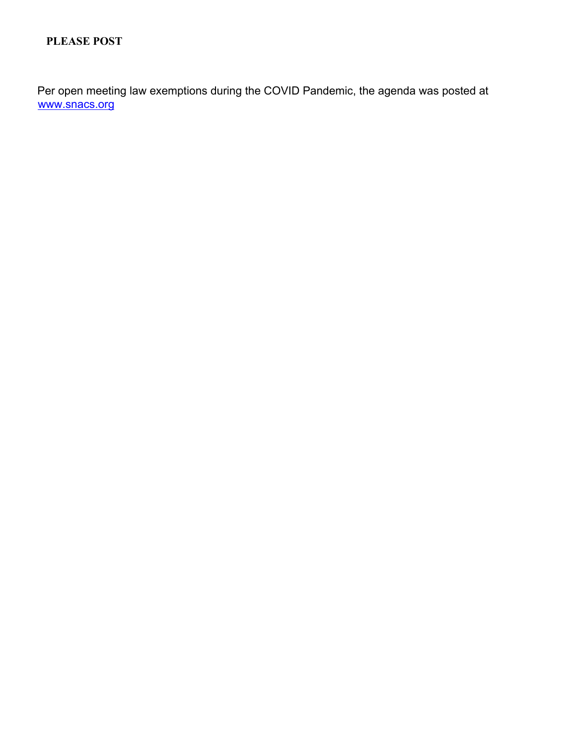**PLEASE POST**

Per open meeting law exemptions during the COVID Pandemic, the agenda was posted at [www.snacs.org](http://www.snacs.org)